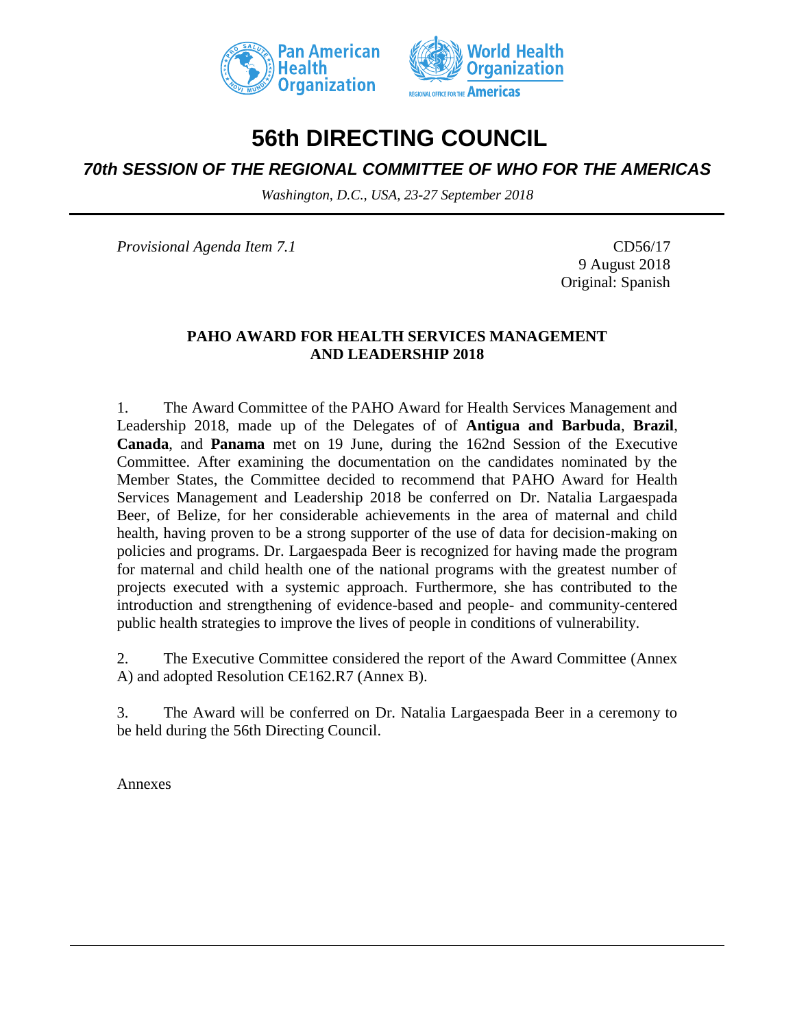# 56th DIRECTING COUNCIL

## *70th SESSION OF THE REGIONAL COMMITTEE OF WHO FOR THE AMERICAS*

*Washington, D.C., USA, 23-27 September 2018*

---

*Provisional Agenda Item 7.1*

CD56/17
9 August 2018
Original: Spanish

**PAHO AWARD FOR HEALTH SERVICES MANAGEMENT AND LEADERSHIP 2018**

1. The Award Committee of the PAHO Award for Health Services Management and Leadership 2018, made up of the Delegates of of **Antigua and Barbuda**, **Brazil**, **Canada**, and **Panama** met on 19 June, during the 162nd Session of the Executive Committee. After examining the documentation on the candidates nominated by the Member States, the Committee decided to recommend that PAHO Award for Health Services Management and Leadership 2018 be conferred on Dr. Natalia Largaespada Beer, of Belize, for her considerable achievements in the area of maternal and child health, having proven to be a strong supporter of the use of data for decision-making on policies and programs. Dr. Largaespada Beer is recognized for having made the program for maternal and child health one of the national programs with the greatest number of projects executed with a systemic approach. Furthermore, she has contributed to the introduction and strengthening of evidence-based and people- and community-centered public health strategies to improve the lives of people in conditions of vulnerability.

2. The Executive Committee considered the report of the Award Committee (Annex A) and adopted Resolution CE162.R7 (Annex B).

3. The Award will be conferred on Dr. Natalia Largaespada Beer in a ceremony to be held during the 56th Directing Council.

Annexes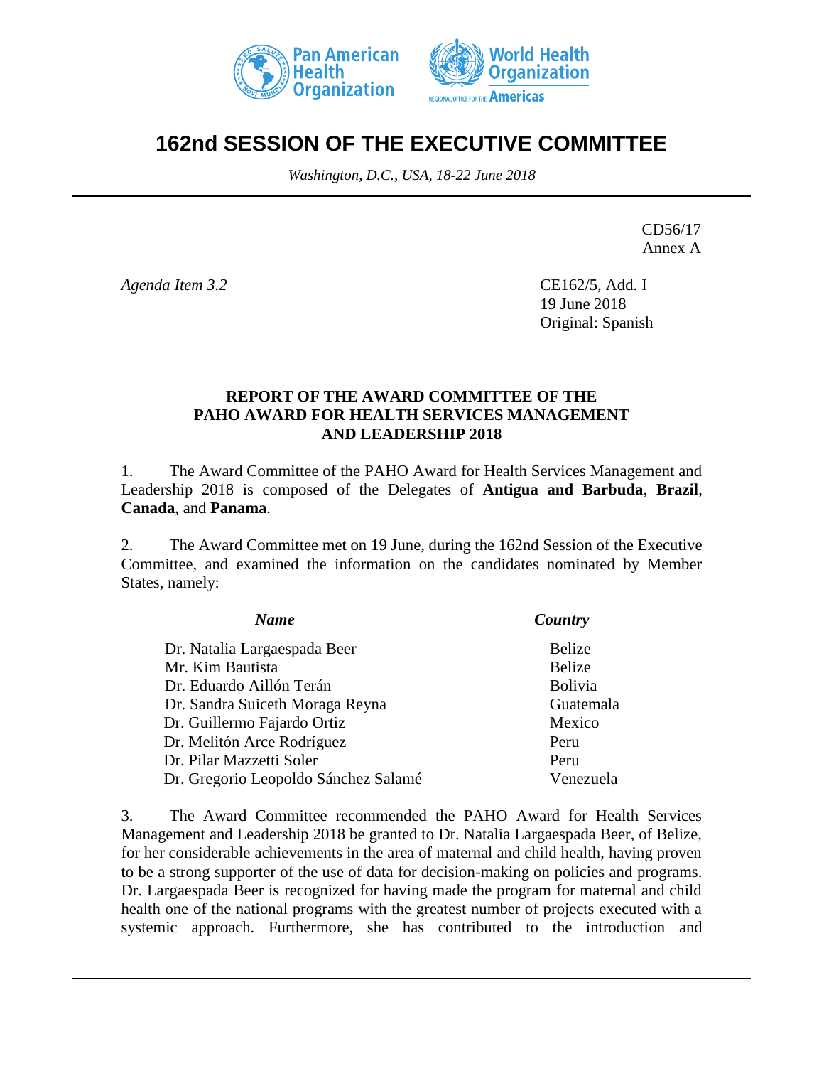# 162nd SESSION OF THE EXECUTIVE COMMITTEE

*Washington, D.C., USA, 18-22 June 2018*

CD56/17
Annex A

*Agenda Item 3.2*

CE162/5, Add. I
19 June 2018
Original: Spanish

## REPORT OF THE AWARD COMMITTEE OF THE PAHO AWARD FOR HEALTH SERVICES MANAGEMENT AND LEADERSHIP 2018

1. The Award Committee of the PAHO Award for Health Services Management and Leadership 2018 is composed of the Delegates of **Antigua and Barbuda**, **Brazil**, **Canada**, and **Panama**.

2. The Award Committee met on 19 June, during the 162nd Session of the Executive Committee, and examined the information on the candidates nominated by Member States, namely:

| *Name* | *Country* |
|---|---|
| Dr. Natalia Largaespada Beer | Belize |
| Mr. Kim Bautista | Belize |
| Dr. Eduardo Aillón Terán | Bolivia |
| Dr. Sandra Suiceth Moraga Reyna | Guatemala |
| Dr. Guillermo Fajardo Ortiz | Mexico |
| Dr. Melitón Arce Rodríguez | Peru |
| Dr. Pilar Mazzetti Soler | Peru |
| Dr. Gregorio Leopoldo Sánchez Salamé | Venezuela |

3. The Award Committee recommended the PAHO Award for Health Services Management and Leadership 2018 be granted to Dr. Natalia Largaespada Beer, of Belize, for her considerable achievements in the area of maternal and child health, having proven to be a strong supporter of the use of data for decision-making on policies and programs. Dr. Largaespada Beer is recognized for having made the program for maternal and child health one of the national programs with the greatest number of projects executed with a systemic approach. Furthermore, she has contributed to the introduction and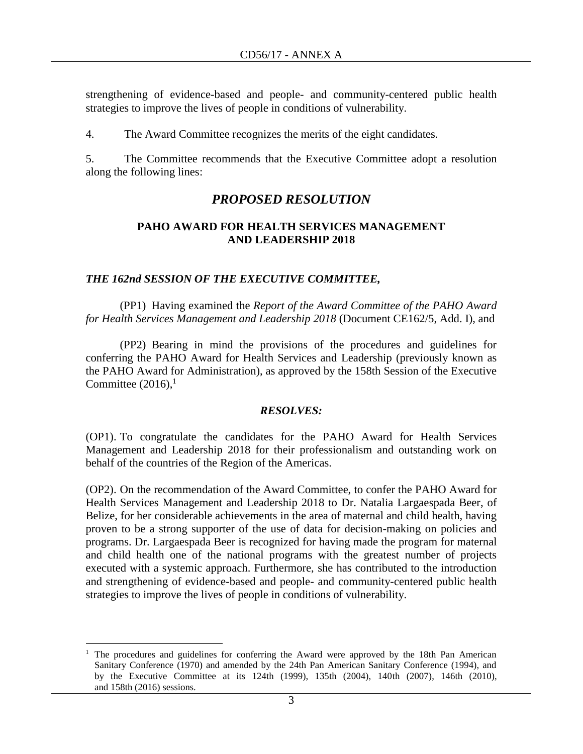strengthening of evidence-based and people- and community-centered public health strategies to improve the lives of people in conditions of vulnerability.

4. The Award Committee recognizes the merits of the eight candidates.

5. The Committee recommends that the Executive Committee adopt a resolution along the following lines:

## *PROPOSED RESOLUTION*

### PAHO AWARD FOR HEALTH SERVICES MANAGEMENT AND LEADERSHIP 2018

***THE 162nd SESSION OF THE EXECUTIVE COMMITTEE,***

(PP1) Having examined the *Report of the Award Committee of the PAHO Award for Health Services Management and Leadership 2018* (Document CE162/5, Add. I), and

(PP2) Bearing in mind the provisions of the procedures and guidelines for conferring the PAHO Award for Health Services and Leadership (previously known as the PAHO Award for Administration), as approved by the 158th Session of the Executive Committee (2016),[1]

***RESOLVES:***

(OP1). To congratulate the candidates for the PAHO Award for Health Services Management and Leadership 2018 for their professionalism and outstanding work on behalf of the countries of the Region of the Americas.

(OP2). On the recommendation of the Award Committee, to confer the PAHO Award for Health Services Management and Leadership 2018 to Dr. Natalia Largaespada Beer, of Belize, for her considerable achievements in the area of maternal and child health, having proven to be a strong supporter of the use of data for decision-making on policies and programs. Dr. Largaespada Beer is recognized for having made the program for maternal and child health one of the national programs with the greatest number of projects executed with a systemic approach. Furthermore, she has contributed to the introduction and strengthening of evidence-based and people- and community-centered public health strategies to improve the lives of people in conditions of vulnerability.

---

[1] The procedures and guidelines for conferring the Award were approved by the 18th Pan American Sanitary Conference (1970) and amended by the 24th Pan American Sanitary Conference (1994), and by the Executive Committee at its 124th (1999), 135th (2004), 140th (2007), 146th (2010), and 158th (2016) sessions.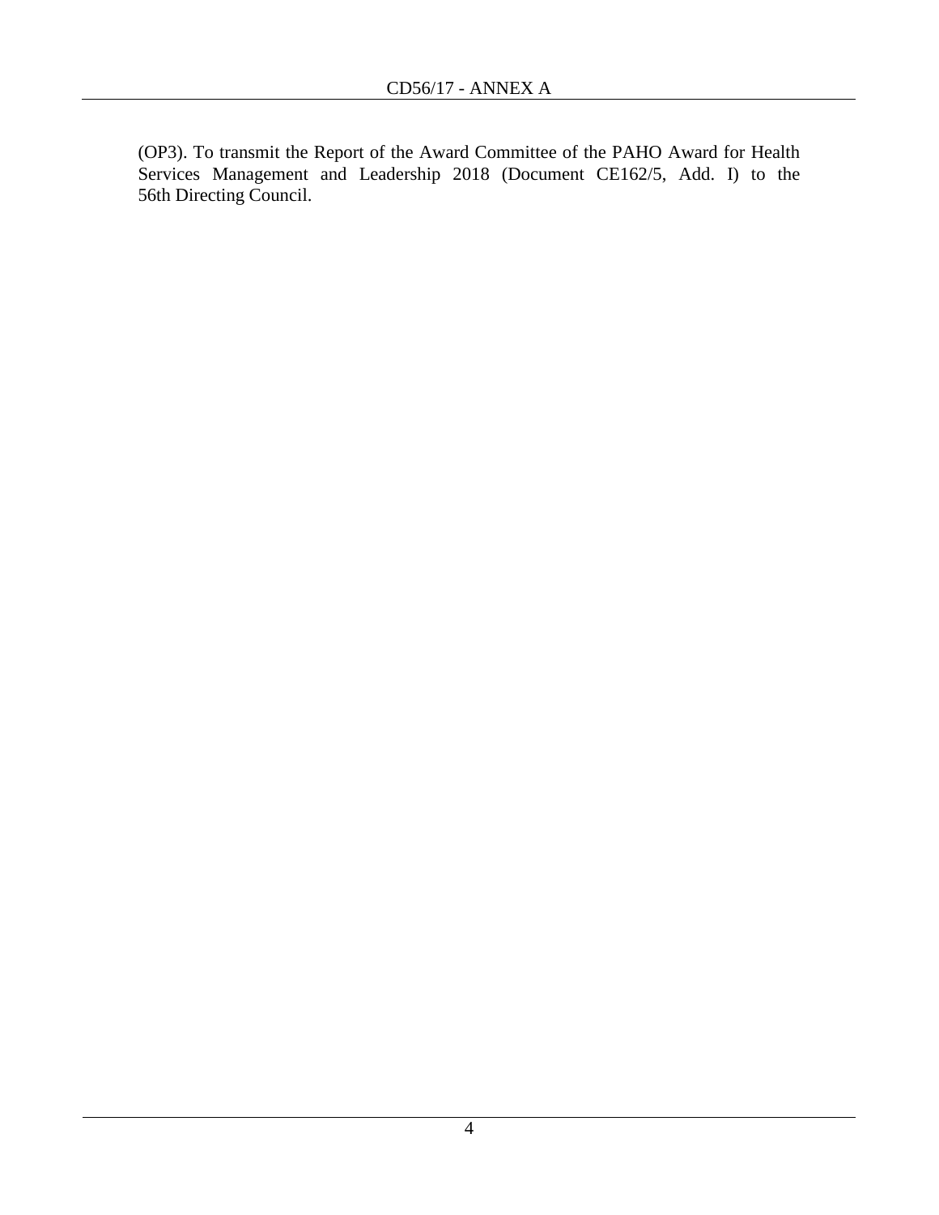(OP3). To transmit the Report of the Award Committee of the PAHO Award for Health Services Management and Leadership 2018 (Document CE162/5, Add. I) to the 56th Directing Council.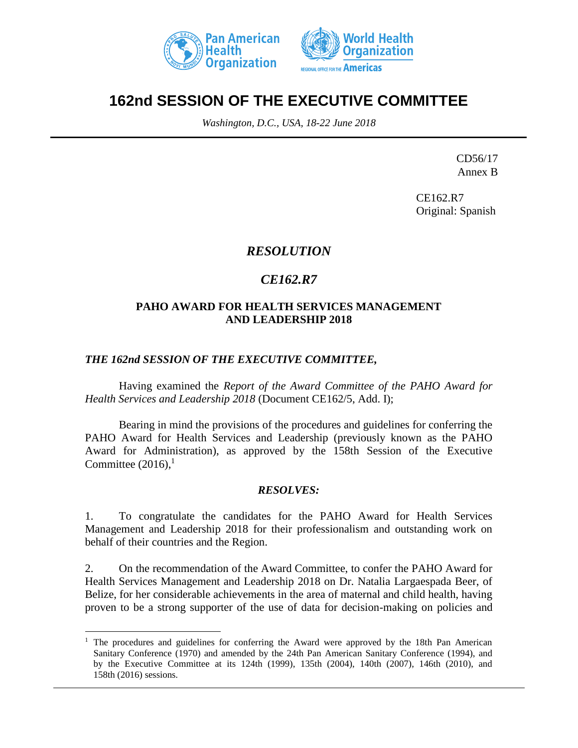# 162nd SESSION OF THE EXECUTIVE COMMITTEE

*Washington, D.C., USA, 18-22 June 2018*

CD56/17
Annex B

CE162.R7
Original: Spanish

## *RESOLUTION*

## *CE162.R7*

### PAHO AWARD FOR HEALTH SERVICES MANAGEMENT AND LEADERSHIP 2018

***THE 162nd SESSION OF THE EXECUTIVE COMMITTEE,***

Having examined the *Report of the Award Committee of the PAHO Award for Health Services and Leadership 2018* (Document CE162/5, Add. I);

Bearing in mind the provisions of the procedures and guidelines for conferring the PAHO Award for Health Services and Leadership (previously known as the PAHO Award for Administration), as approved by the 158th Session of the Executive Committee (2016),[1]

***RESOLVES:***

1. To congratulate the candidates for the PAHO Award for Health Services Management and Leadership 2018 for their professionalism and outstanding work on behalf of their countries and the Region.

2. On the recommendation of the Award Committee, to confer the PAHO Award for Health Services Management and Leadership 2018 on Dr. Natalia Largaespada Beer, of Belize, for her considerable achievements in the area of maternal and child health, having proven to be a strong supporter of the use of data for decision-making on policies and

---

[1] The procedures and guidelines for conferring the Award were approved by the 18th Pan American Sanitary Conference (1970) and amended by the 24th Pan American Sanitary Conference (1994), and by the Executive Committee at its 124th (1999), 135th (2004), 140th (2007), 146th (2010), and 158th (2016) sessions.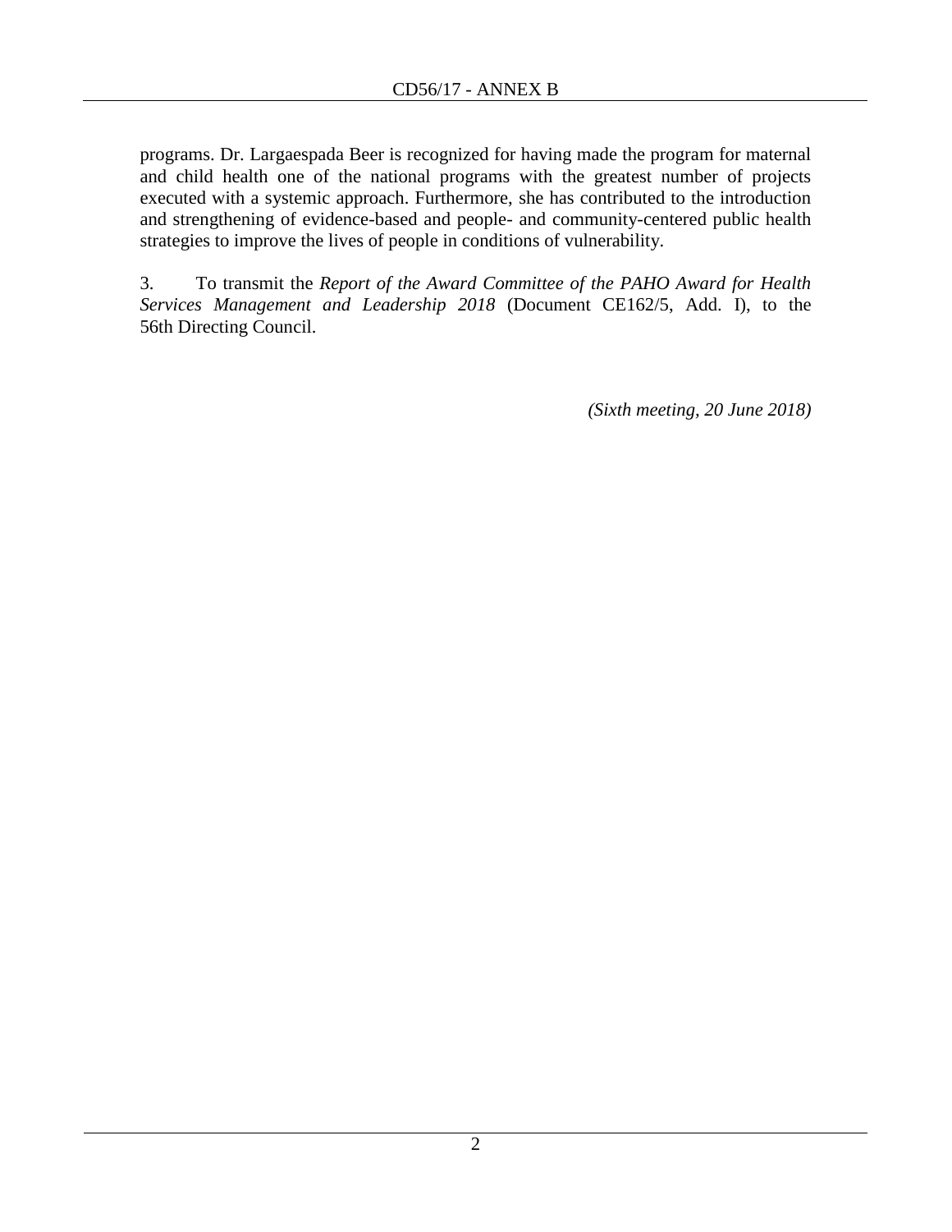programs. Dr. Largaespada Beer is recognized for having made the program for maternal and child health one of the national programs with the greatest number of projects executed with a systemic approach. Furthermore, she has contributed to the introduction and strengthening of evidence-based and people- and community-centered public health strategies to improve the lives of people in conditions of vulnerability.

3. To transmit the *Report of the Award Committee of the PAHO Award for Health Services Management and Leadership 2018* (Document CE162/5, Add. I), to the 56th Directing Council.

*(Sixth meeting, 20 June 2018)*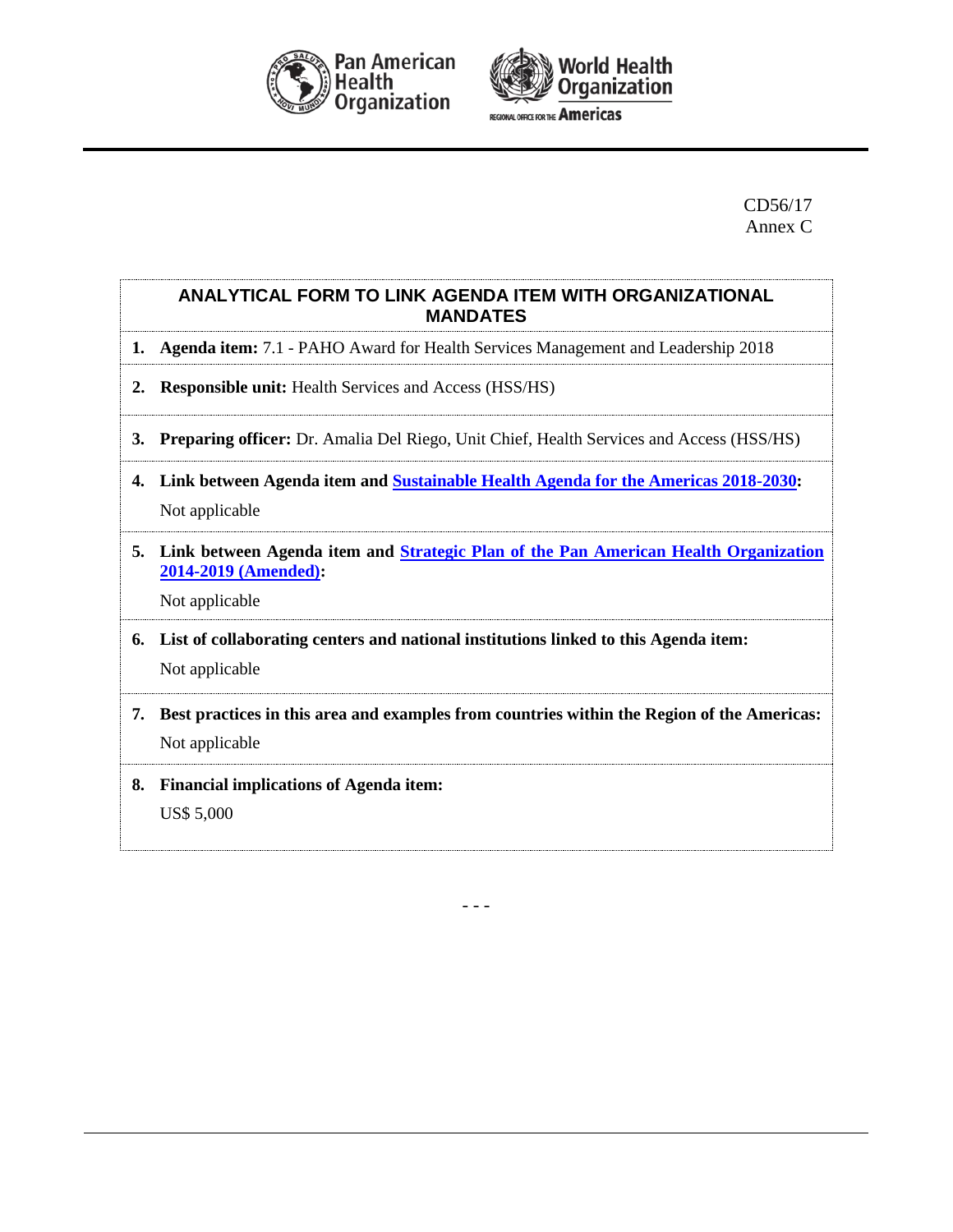CD56/17
Annex C

## ANALYTICAL FORM TO LINK AGENDA ITEM WITH ORGANIZATIONAL MANDATES

1. **Agenda item:** 7.1 - PAHO Award for Health Services Management and Leadership 2018

2. **Responsible unit:** Health Services and Access (HSS/HS)

3. **Preparing officer:** Dr. Amalia Del Riego, Unit Chief, Health Services and Access (HSS/HS)

4. **Link between Agenda item and Sustainable Health Agenda for the Americas 2018-2030:**

   Not applicable

5. **Link between Agenda item and Strategic Plan of the Pan American Health Organization 2014-2019 (Amended):**

   Not applicable

6. **List of collaborating centers and national institutions linked to this Agenda item:**

   Not applicable

7. **Best practices in this area and examples from countries within the Region of the Americas:**

   Not applicable

8. **Financial implications of Agenda item:**

   US$ 5,000

- - -